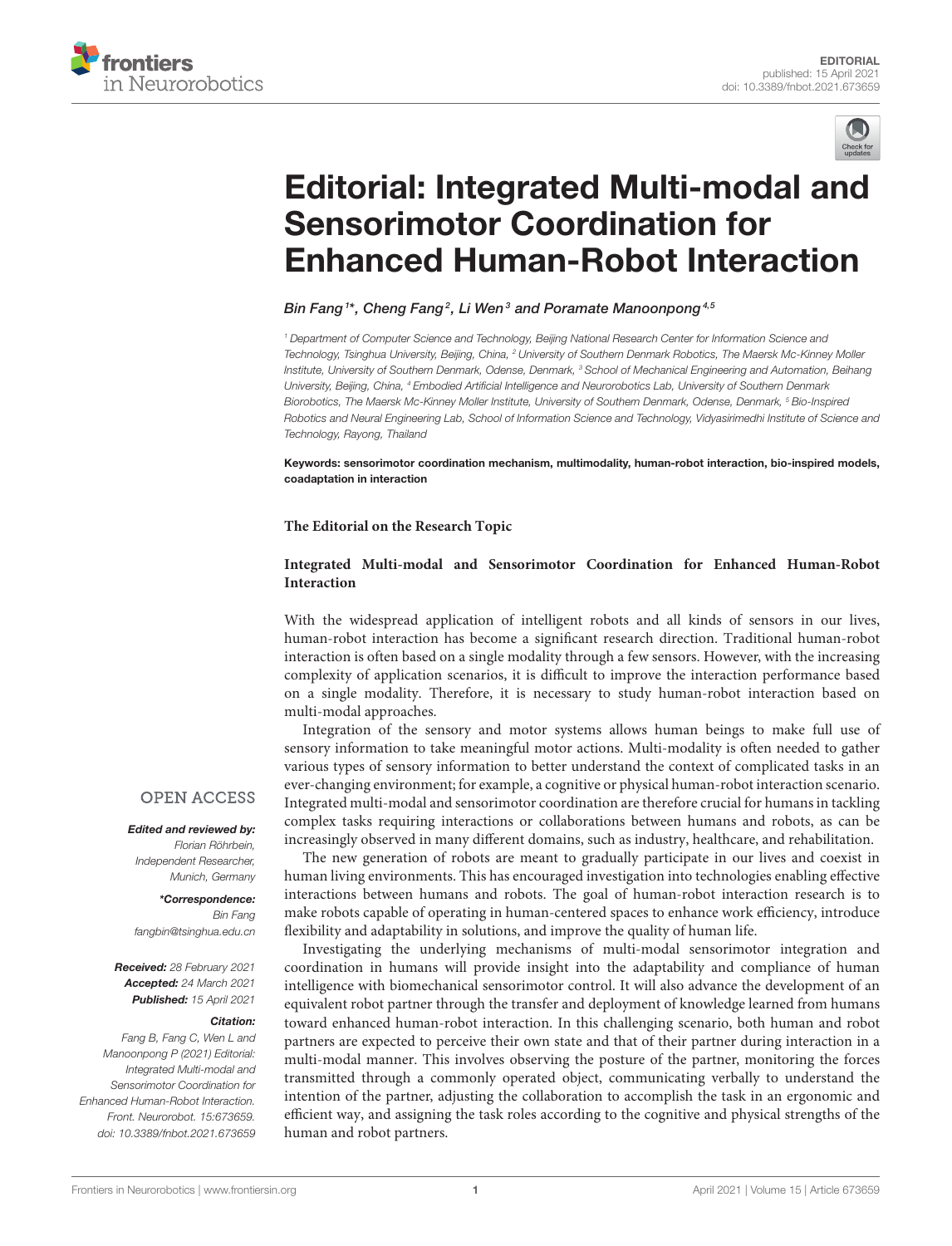EDITORIAL
published: 15 April 2021
doi: 10.3389/fnbot.2021.673659

# Editorial: Integrated Multi-modal and Sensorimotor Coordination for Enhanced Human-Robot Interaction

*Bin Fang[1]\*, Cheng Fang[2], Li Wen[3] and Poramate Manoonpong[4,5]*

[1] Department of Computer Science and Technology, Beijing National Research Center for Information Science and Technology, Tsinghua University, Beijing, China, [2] University of Southern Denmark Robotics, The Maersk Mc-Kinney Moller Institute, University of Southern Denmark, Odense, Denmark, [3] School of Mechanical Engineering and Automation, Beihang University, Beijing, China, [4] Embodied Artificial Intelligence and Neurorobotics Lab, University of Southern Denmark Biorobotics, The Maersk Mc-Kinney Moller Institute, University of Southern Denmark, Odense, Denmark, [5] Bio-Inspired Robotics and Neural Engineering Lab, School of Information Science and Technology, Vidyasirimedhi Institute of Science and Technology, Rayong, Thailand

**Keywords: sensorimotor coordination mechanism, multimodality, human-robot interaction, bio-inspired models, coadaptation in interaction**

OPEN ACCESS

***Edited and reviewed by:***
*Florian Röhrbein, Independent Researcher, Munich, Germany*

***\*Correspondence:***
*Bin Fang*
*fangbin@tsinghua.edu.cn*

***Received:*** *28 February 2021*
***Accepted:*** *24 March 2021*
***Published:*** *15 April 2021*

***Citation:***
*Fang B, Fang C, Wen L and Manoonpong P (2021) Editorial: Integrated Multi-modal and Sensorimotor Coordination for Enhanced Human-Robot Interaction. Front. Neurorobot. 15:673659. doi: 10.3389/fnbot.2021.673659*

**The Editorial on the Research Topic**

**Integrated Multi-modal and Sensorimotor Coordination for Enhanced Human-Robot Interaction**

With the widespread application of intelligent robots and all kinds of sensors in our lives, human-robot interaction has become a significant research direction. Traditional human-robot interaction is often based on a single modality through a few sensors. However, with the increasing complexity of application scenarios, it is difficult to improve the interaction performance based on a single modality. Therefore, it is necessary to study human-robot interaction based on multi-modal approaches.

Integration of the sensory and motor systems allows human beings to make full use of sensory information to take meaningful motor actions. Multi-modality is often needed to gather various types of sensory information to better understand the context of complicated tasks in an ever-changing environment; for example, a cognitive or physical human-robot interaction scenario. Integrated multi-modal and sensorimotor coordination are therefore crucial for humans in tackling complex tasks requiring interactions or collaborations between humans and robots, as can be increasingly observed in many different domains, such as industry, healthcare, and rehabilitation.

The new generation of robots are meant to gradually participate in our lives and coexist in human living environments. This has encouraged investigation into technologies enabling effective interactions between humans and robots. The goal of human-robot interaction research is to make robots capable of operating in human-centered spaces to enhance work efficiency, introduce flexibility and adaptability in solutions, and improve the quality of human life.

Investigating the underlying mechanisms of multi-modal sensorimotor integration and coordination in humans will provide insight into the adaptability and compliance of human intelligence with biomechanical sensorimotor control. It will also advance the development of an equivalent robot partner through the transfer and deployment of knowledge learned from humans toward enhanced human-robot interaction. In this challenging scenario, both human and robot partners are expected to perceive their own state and that of their partner during interaction in a multi-modal manner. This involves observing the posture of the partner, monitoring the forces transmitted through a commonly operated object, communicating verbally to understand the intention of the partner, adjusting the collaboration to accomplish the task in an ergonomic and efficient way, and assigning the task roles according to the cognitive and physical strengths of the human and robot partners.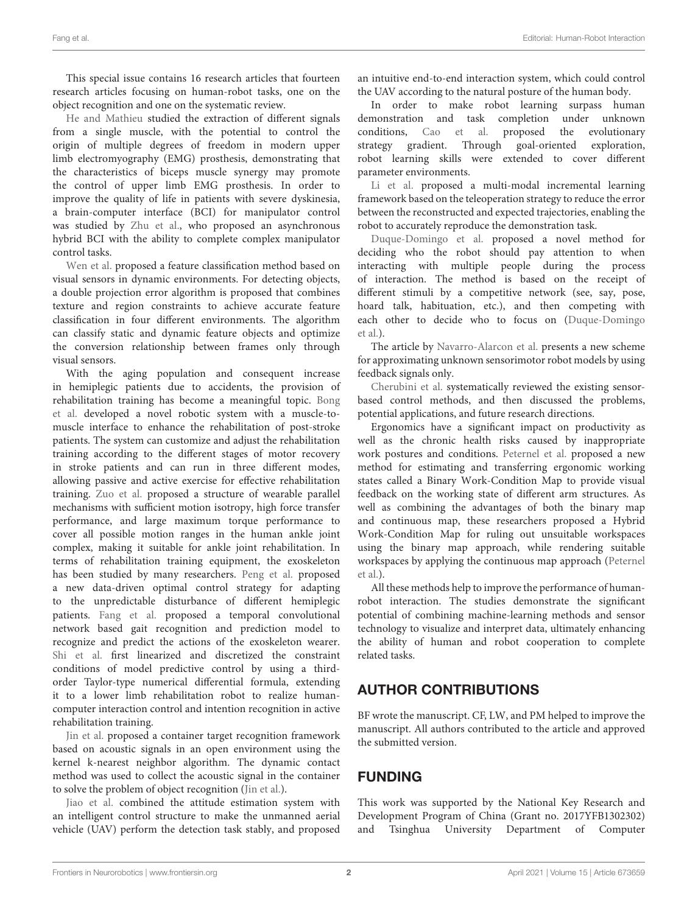This special issue contains 16 research articles that fourteen research articles focusing on human-robot tasks, one on the object recognition and one on the systematic review.

He and Mathieu studied the extraction of different signals from a single muscle, with the potential to control the origin of multiple degrees of freedom in modern upper limb electromyography (EMG) prosthesis, demonstrating that the characteristics of biceps muscle synergy may promote the control of upper limb EMG prosthesis. In order to improve the quality of life in patients with severe dyskinesia, a brain-computer interface (BCI) for manipulator control was studied by Zhu et al., who proposed an asynchronous hybrid BCI with the ability to complete complex manipulator control tasks.

Wen et al. proposed a feature classification method based on visual sensors in dynamic environments. For detecting objects, a double projection error algorithm is proposed that combines texture and region constraints to achieve accurate feature classification in four different environments. The algorithm can classify static and dynamic feature objects and optimize the conversion relationship between frames only through visual sensors.

With the aging population and consequent increase in hemiplegic patients due to accidents, the provision of rehabilitation training has become a meaningful topic. Bong et al. developed a novel robotic system with a muscle-to-muscle interface to enhance the rehabilitation of post-stroke patients. The system can customize and adjust the rehabilitation training according to the different stages of motor recovery in stroke patients and can run in three different modes, allowing passive and active exercise for effective rehabilitation training. Zuo et al. proposed a structure of wearable parallel mechanisms with sufficient motion isotropy, high force transfer performance, and large maximum torque performance to cover all possible motion ranges in the human ankle joint complex, making it suitable for ankle joint rehabilitation. In terms of rehabilitation training equipment, the exoskeleton has been studied by many researchers. Peng et al. proposed a new data-driven optimal control strategy for adapting to the unpredictable disturbance of different hemiplegic patients. Fang et al. proposed a temporal convolutional network based gait recognition and prediction model to recognize and predict the actions of the exoskeleton wearer. Shi et al. first linearized and discretized the constraint conditions of model predictive control by using a third-order Taylor-type numerical differential formula, extending it to a lower limb rehabilitation robot to realize human-computer interaction control and intention recognition in active rehabilitation training.

Jin et al. proposed a container target recognition framework based on acoustic signals in an open environment using the kernel k-nearest neighbor algorithm. The dynamic contact method was used to collect the acoustic signal in the container to solve the problem of object recognition (Jin et al.).

Jiao et al. combined the attitude estimation system with an intelligent control structure to make the unmanned aerial vehicle (UAV) perform the detection task stably, and proposed an intuitive end-to-end interaction system, which could control the UAV according to the natural posture of the human body.

In order to make robot learning surpass human demonstration and task completion under unknown conditions, Cao et al. proposed the evolutionary strategy gradient. Through goal-oriented exploration, robot learning skills were extended to cover different parameter environments.

Li et al. proposed a multi-modal incremental learning framework based on the teleoperation strategy to reduce the error between the reconstructed and expected trajectories, enabling the robot to accurately reproduce the demonstration task.

Duque-Domingo et al. proposed a novel method for deciding who the robot should pay attention to when interacting with multiple people during the process of interaction. The method is based on the receipt of different stimuli by a competitive network (see, say, pose, hoard talk, habituation, etc.), and then competing with each other to decide who to focus on (Duque-Domingo et al.).

The article by Navarro-Alarcon et al. presents a new scheme for approximating unknown sensorimotor robot models by using feedback signals only.

Cherubini et al. systematically reviewed the existing sensor-based control methods, and then discussed the problems, potential applications, and future research directions.

Ergonomics have a significant impact on productivity as well as the chronic health risks caused by inappropriate work postures and conditions. Peternel et al. proposed a new method for estimating and transferring ergonomic working states called a Binary Work-Condition Map to provide visual feedback on the working state of different arm structures. As well as combining the advantages of both the binary map and continuous map, these researchers proposed a Hybrid Work-Condition Map for ruling out unsuitable workspaces using the binary map approach, while rendering suitable workspaces by applying the continuous map approach (Peternel et al.).

All these methods help to improve the performance of human-robot interaction. The studies demonstrate the significant potential of combining machine-learning methods and sensor technology to visualize and interpret data, ultimately enhancing the ability of human and robot cooperation to complete related tasks.

## AUTHOR CONTRIBUTIONS

BF wrote the manuscript. CF, LW, and PM helped to improve the manuscript. All authors contributed to the article and approved the submitted version.

## FUNDING

This work was supported by the National Key Research and Development Program of China (Grant no. 2017YFB1302302) and Tsinghua University Department of Computer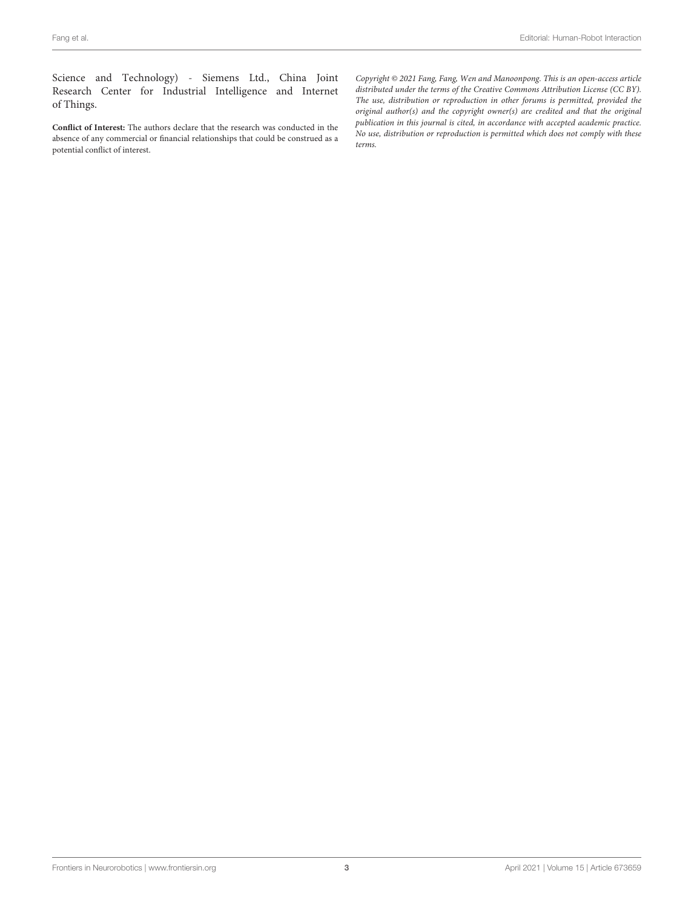Science and Technology) - Siemens Ltd., China Joint Research Center for Industrial Intelligence and Internet of Things.

**Conflict of Interest:** The authors declare that the research was conducted in the absence of any commercial or financial relationships that could be construed as a potential conflict of interest.

*Copyright © 2021 Fang, Fang, Wen and Manoonpong. This is an open-access article distributed under the terms of the Creative Commons Attribution License (CC BY). The use, distribution or reproduction in other forums is permitted, provided the original author(s) and the copyright owner(s) are credited and that the original publication in this journal is cited, in accordance with accepted academic practice. No use, distribution or reproduction is permitted which does not comply with these terms.*